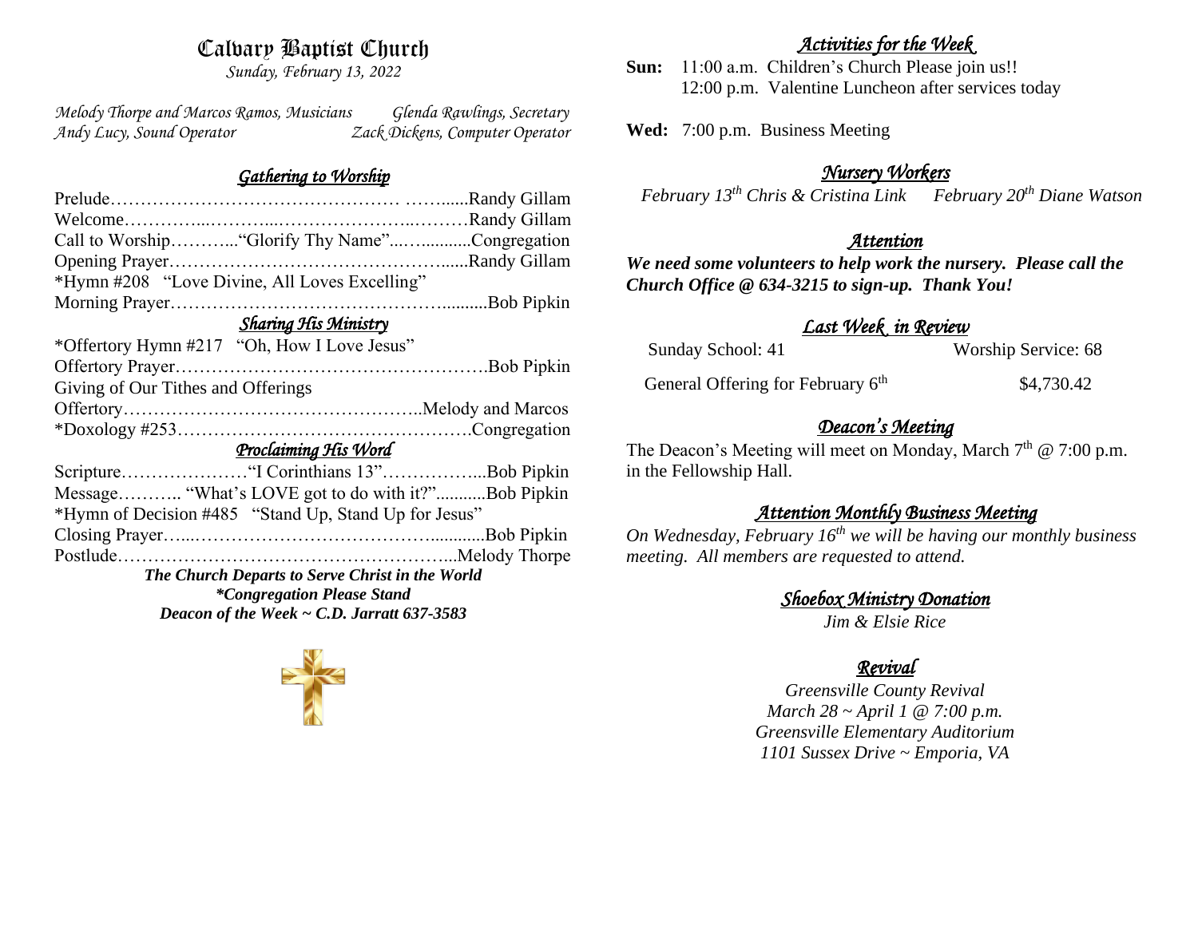# Calvary Baptist Church

*Sunday, February 13, 2022*

*Melody Thorpe and Marcos Ramos, Musicians* — *Glenda Rawlings, Secretary*
*Andy Lucy, Sound Operator* — *Zack Dickens, Computer Operator*

## *Gathering to Worship*

Prelude……………………………………… ……......Randy Gillam
Welcome…………...………...…………………..………Randy Gillam
Call to Worship………..."Glorify Thy Name"...…...........Congregation
Opening Prayer……………………………………......Randy Gillam
*Hymn #208 "Love Divine, All Loves Excelling"
Morning Prayer………………………………………..........Bob Pipkin

## *Sharing His Ministry*

*Offertory Hymn #217 "Oh, How I Love Jesus"
Offertory Prayer…………………………………………….Bob Pipkin
Giving of Our Tithes and Offerings
Offertory…………………………………………..Melody and Marcos
*Doxology #253………………………………………….Congregation

## *Proclaiming His Word*

Scripture…………………"I Corinthians 13"……………....Bob Pipkin
Message……….. "What's LOVE got to do with it?"...........Bob Pipkin
*Hymn of Decision #485 "Stand Up, Stand Up for Jesus"
Closing Prayer…...…………………………………............Bob Pipkin
Postlude………………………………….……………...Melody Thorpe

***The Church Departs to Serve Christ in the World***
***\*Congregation Please Stand***
***Deacon of the Week ~ C.D. Jarratt 637-3583***

## *Activities for the Week*

**Sun:** 11:00 a.m. Children's Church Please join us!!
12:00 p.m. Valentine Luncheon after services today

**Wed:** 7:00 p.m. Business Meeting

## *Nursery Workers*

*February 13th Chris & Cristina Link* — *February 20th Diane Watson*

## *Attention*

***We need some volunteers to help work the nursery. Please call the Church Office @ 634-3215 to sign-up. Thank You!***

## *Last Week in Review*

| | |
|---|---|
| Sunday School: 41 | Worship Service: 68 |
| General Offering for February 6th | $4,730.42 |

## *Deacon's Meeting*

The Deacon's Meeting will meet on Monday, March 7th @ 7:00 p.m. in the Fellowship Hall.

## *Attention Monthly Business Meeting*

*On Wednesday, February 16th we will be having our monthly business meeting. All members are requested to attend.*

## *Shoebox Ministry Donation*

*Jim & Elsie Rice*

## *Revival*

*Greensville County Revival*
*March 28 ~ April 1 @ 7:00 p.m.*
*Greensville Elementary Auditorium*
*1101 Sussex Drive ~ Emporia, VA*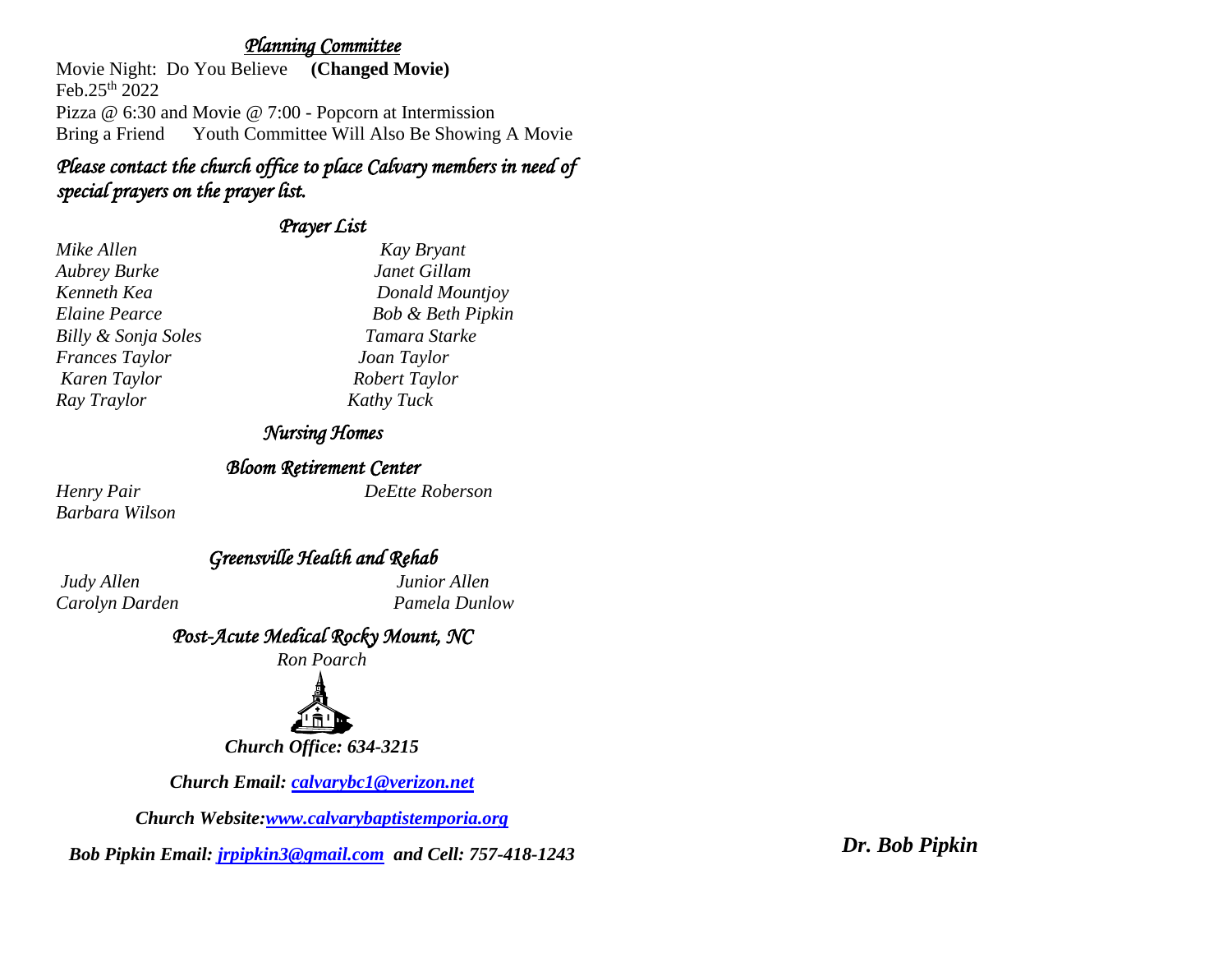## *Planning Committee*

Movie Night: Do You Believe **(Changed Movie)**
Feb.25th 2022
Pizza @ 6:30 and Movie @ 7:00 - Popcorn at Intermission
Bring a Friend Youth Committee Will Also Be Showing A Movie

*Please contact the church office to place Calvary members in need of special prayers on the prayer list.*

## *Prayer List*

| | |
|---|---|
| *Mike Allen* | *Kay Bryant* |
| *Aubrey Burke* | *Janet Gillam* |
| *Kenneth Kea* | *Donald Mountjoy* |
| *Elaine Pearce* | *Bob & Beth Pipkin* |
| *Billy & Sonja Soles* | *Tamara Starke* |
| *Frances Taylor* | *Joan Taylor* |
| *Karen Taylor* | *Robert Taylor* |
| *Ray Traylor* | *Kathy Tuck* |

## *Nursing Homes*

### *Bloom Retirement Center*

| | |
|---|---|
| *Henry Pair* | *DeEtte Roberson* |
| *Barbara Wilson* | |

### *Greensville Health and Rehab*

| | |
|---|---|
| *Judy Allen* | *Junior Allen* |
| *Carolyn Darden* | *Pamela Dunlow* |

### *Post-Acute Medical Rocky Mount, NC*

*Ron Poarch*

***Church Office: 634-3215***

***Church Email: calvarybc1@verizon.net***

***Church Website:www.calvarybaptistemporia.org***

***Bob Pipkin Email: jrpipkin3@gmail.com and Cell: 757-418-1243***

***Dr. Bob Pipkin***